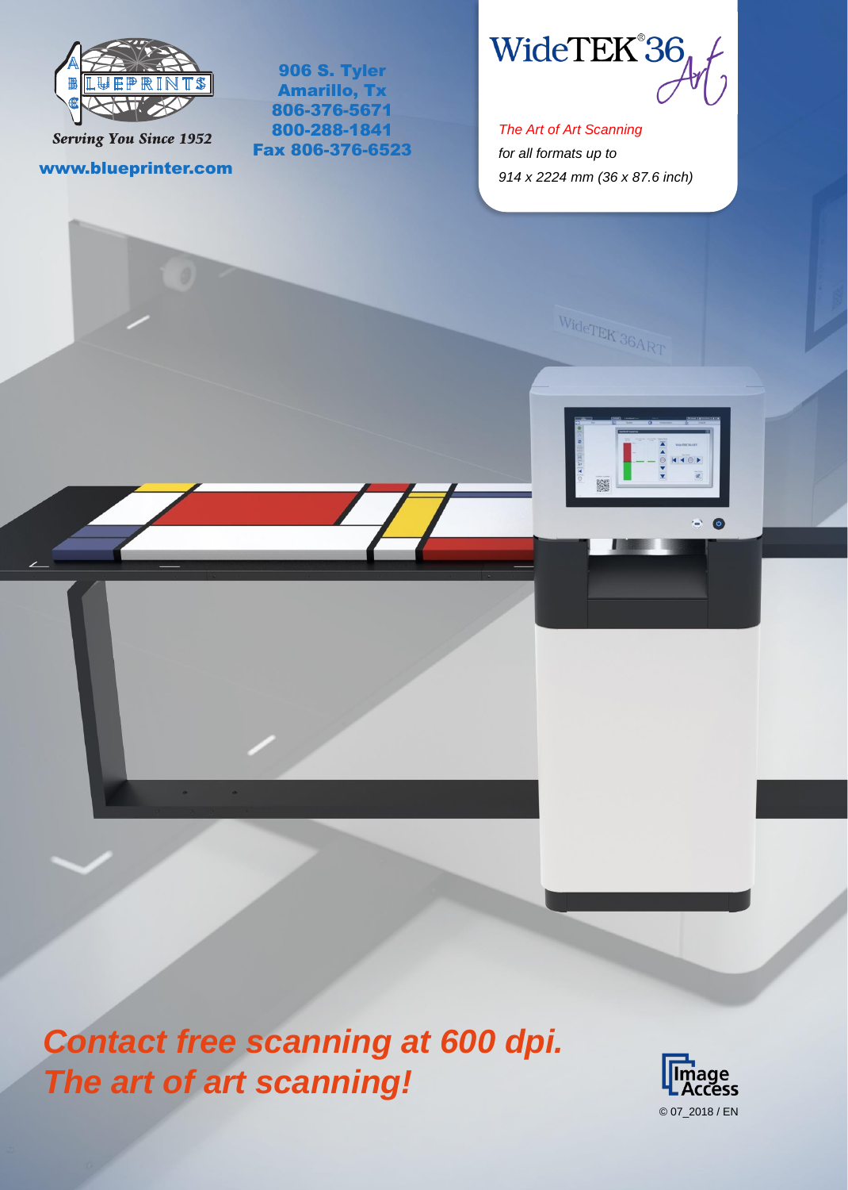BLUEPRINTS

*Serving You Since 1952*

www.blueprinter.com

906 S. Tyler
Amarillo, Tx
806-376-5671
800-288-1841
Fax 806-376-6523

# WideTEK®36 Art

*The Art of Art Scanning*
*for all formats up to*
*914 x 2224 mm (36 x 87.6 inch)*

## *Contact free scanning at 600 dpi.*
## *The art of art scanning!*

Image Access

© 07_2018 / EN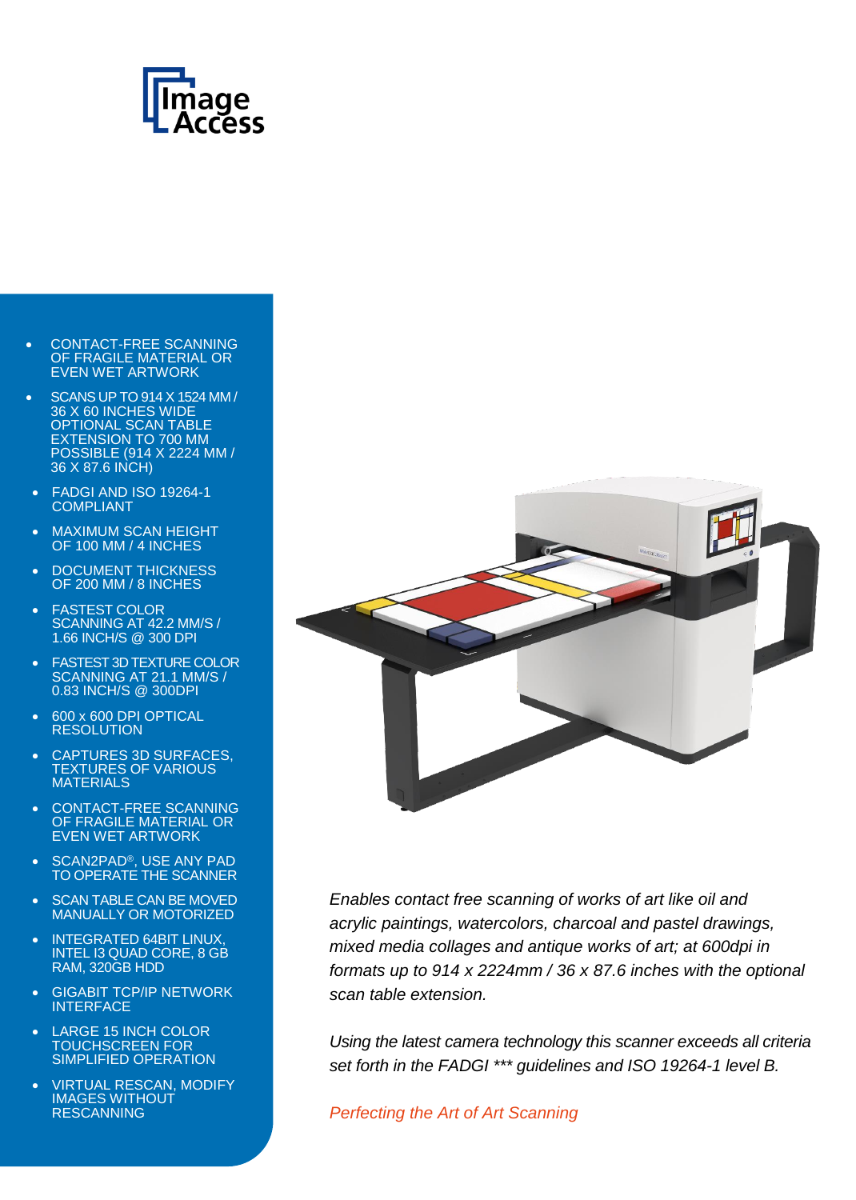- CONTACT-FREE SCANNING OF FRAGILE MATERIAL OR EVEN WET ARTWORK
- SCANS UP TO 914 X 1524 MM / 36 X 60 INCHES WIDE OPTIONAL SCAN TABLE EXTENSION TO 700 MM POSSIBLE (914 X 2224 MM / 36 X 87.6 INCH)
- FADGI AND ISO 19264-1 COMPLIANT
- MAXIMUM SCAN HEIGHT OF 100 MM / 4 INCHES
- DOCUMENT THICKNESS OF 200 MM / 8 INCHES
- FASTEST COLOR SCANNING AT 42.2 MM/S / 1.66 INCH/S @ 300 DPI
- FASTEST 3D TEXTURE COLOR SCANNING AT 21.1 MM/S / 0.83 INCH/S @ 300DPI
- 600 x 600 DPI OPTICAL RESOLUTION
- CAPTURES 3D SURFACES, TEXTURES OF VARIOUS MATERIALS
- CONTACT-FREE SCANNING OF FRAGILE MATERIAL OR EVEN WET ARTWORK
- SCAN2PAD®, USE ANY PAD TO OPERATE THE SCANNER
- SCAN TABLE CAN BE MOVED MANUALLY OR MOTORIZED
- INTEGRATED 64BIT LINUX, INTEL I3 QUAD CORE, 8 GB RAM, 320GB HDD
- GIGABIT TCP/IP NETWORK INTERFACE
- LARGE 15 INCH COLOR TOUCHSCREEN FOR SIMPLIFIED OPERATION
- VIRTUAL RESCAN, MODIFY IMAGES WITHOUT RESCANNING

*Enables contact free scanning of works of art like oil and acrylic paintings, watercolors, charcoal and pastel drawings, mixed media collages and antique works of art; at 600dpi in formats up to 914 x 2224mm / 36 x 87.6 inches with the optional scan table extension.*

*Using the latest camera technology this scanner exceeds all criteria set forth in the FADGI *** guidelines and ISO 19264-1 level B.*

*Perfecting the Art of Art Scanning*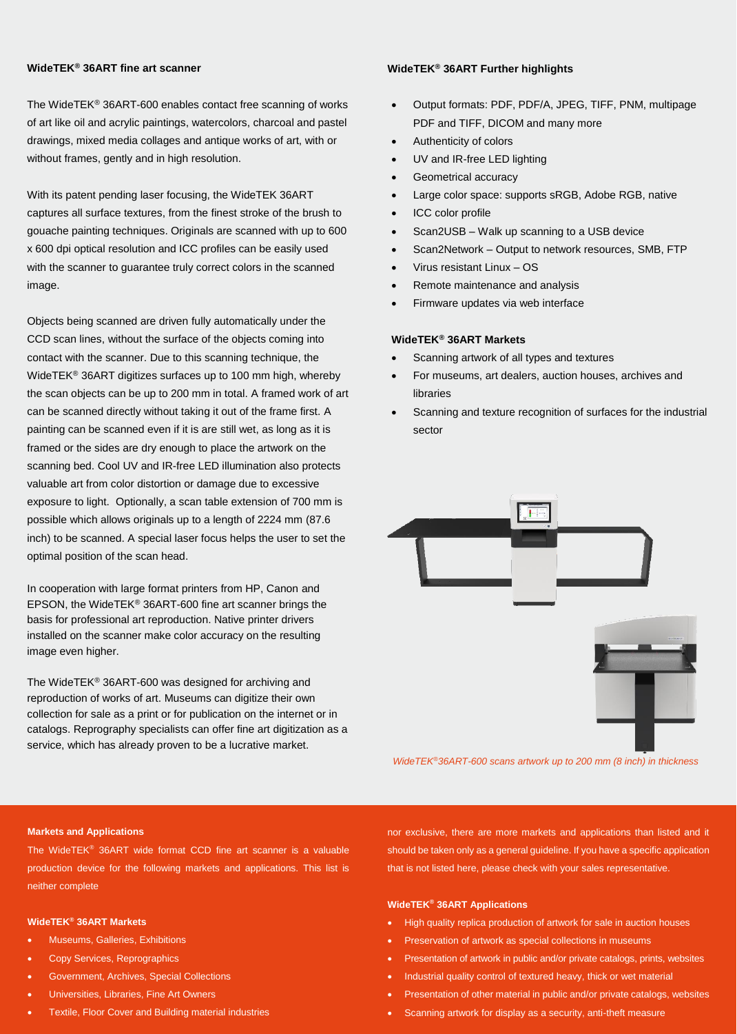## WideTEK® 36ART fine art scanner

The WideTEK® 36ART-600 enables contact free scanning of works of art like oil and acrylic paintings, watercolors, charcoal and pastel drawings, mixed media collages and antique works of art, with or without frames, gently and in high resolution.

With its patent pending laser focusing, the WideTEK 36ART captures all surface textures, from the finest stroke of the brush to gouache painting techniques. Originals are scanned with up to 600 x 600 dpi optical resolution and ICC profiles can be easily used with the scanner to guarantee truly correct colors in the scanned image.

Objects being scanned are driven fully automatically under the CCD scan lines, without the surface of the objects coming into contact with the scanner. Due to this scanning technique, the WideTEK® 36ART digitizes surfaces up to 100 mm high, whereby the scan objects can be up to 200 mm in total. A framed work of art can be scanned directly without taking it out of the frame first. A painting can be scanned even if it is are still wet, as long as it is framed or the sides are dry enough to place the artwork on the scanning bed. Cool UV and IR-free LED illumination also protects valuable art from color distortion or damage due to excessive exposure to light. Optionally, a scan table extension of 700 mm is possible which allows originals up to a length of 2224 mm (87.6 inch) to be scanned. A special laser focus helps the user to set the optimal position of the scan head.

In cooperation with large format printers from HP, Canon and EPSON, the WideTEK® 36ART-600 fine art scanner brings the basis for professional art reproduction. Native printer drivers installed on the scanner make color accuracy on the resulting image even higher.

The WideTEK® 36ART-600 was designed for archiving and reproduction of works of art. Museums can digitize their own collection for sale as a print or for publication on the internet or in catalogs. Reprography specialists can offer fine art digitization as a service, which has already proven to be a lucrative market.

## WideTEK® 36ART Further highlights

- Output formats: PDF, PDF/A, JPEG, TIFF, PNM, multipage PDF and TIFF, DICOM and many more
- Authenticity of colors
- UV and IR-free LED lighting
- Geometrical accuracy
- Large color space: supports sRGB, Adobe RGB, native
- ICC color profile
- Scan2USB – Walk up scanning to a USB device
- Scan2Network – Output to network resources, SMB, FTP
- Virus resistant Linux – OS
- Remote maintenance and analysis
- Firmware updates via web interface

## WideTEK® 36ART Markets

- Scanning artwork of all types and textures
- For museums, art dealers, auction houses, archives and libraries
- Scanning and texture recognition of surfaces for the industrial sector

*WideTEK®36ART-600 scans artwork up to 200 mm (8 inch) in thickness*

## Markets and Applications

The WideTEK® 36ART wide format CCD fine art scanner is a valuable production device for the following markets and applications. This list is neither complete nor exclusive, there are more markets and applications than listed and it should be taken only as a general guideline. If you have a specific application that is not listed here, please check with your sales representative.

### WideTEK® 36ART Markets

- Museums, Galleries, Exhibitions
- Copy Services, Reprographics
- Government, Archives, Special Collections
- Universities, Libraries, Fine Art Owners
- Textile, Floor Cover and Building material industries

### WideTEK® 36ART Applications

- High quality replica production of artwork for sale in auction houses
- Preservation of artwork as special collections in museums
- Presentation of artwork in public and/or private catalogs, prints, websites
- Industrial quality control of textured heavy, thick or wet material
- Presentation of other material in public and/or private catalogs, websites
- Scanning artwork for display as a security, anti-theft measure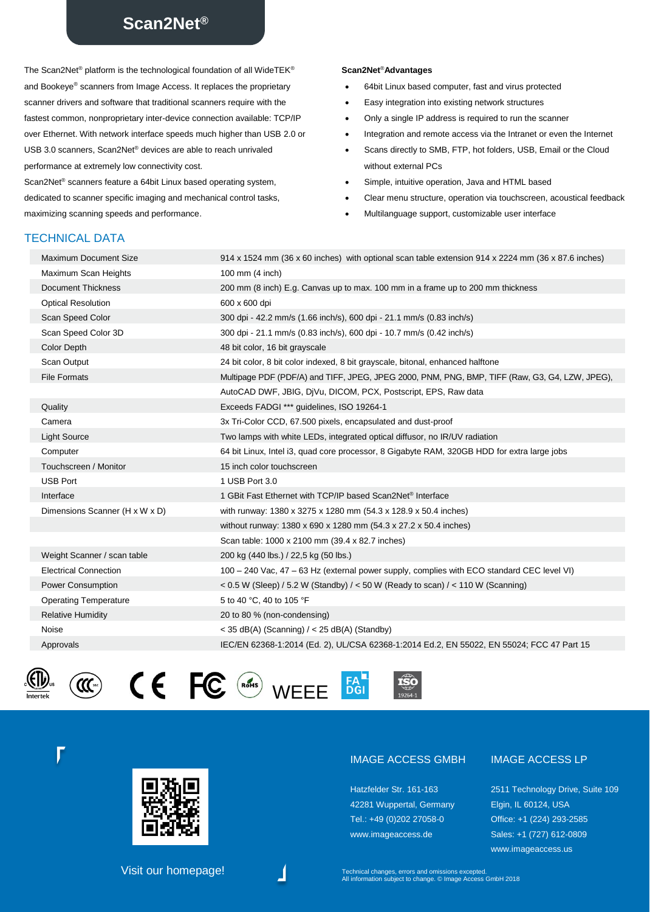## Scan2Net®

The Scan2Net® platform is the technological foundation of all WideTEK® and Bookeye® scanners from Image Access. It replaces the proprietary scanner drivers and software that traditional scanners require with the fastest common, nonproprietary inter-device connection available: TCP/IP over Ethernet. With network interface speeds much higher than USB 2.0 or USB 3.0 scanners, Scan2Net® devices are able to reach unrivaled performance at extremely low connectivity cost.
Scan2Net® scanners feature a 64bit Linux based operating system, dedicated to scanner specific imaging and mechanical control tasks, maximizing scanning speeds and performance.

**Scan2Net® Advantages**

- 64bit Linux based computer, fast and virus protected
- Easy integration into existing network structures
- Only a single IP address is required to run the scanner
- Integration and remote access via the Intranet or even the Internet
- Scans directly to SMB, FTP, hot folders, USB, Email or the Cloud without external PCs
- Simple, intuitive operation, Java and HTML based
- Clear menu structure, operation via touchscreen, acoustical feedback
- Multilanguage support, customizable user interface

## TECHNICAL DATA

| | |
|---|---|
| Maximum Document Size | 914 x 1524 mm (36 x 60 inches) with optional scan table extension 914 x 2224 mm (36 x 87.6 inches) |
| Maximum Scan Heights | 100 mm (4 inch) |
| Document Thickness | 200 mm (8 inch) E.g. Canvas up to max. 100 mm in a frame up to 200 mm thickness |
| Optical Resolution | 600 x 600 dpi |
| Scan Speed Color | 300 dpi - 42.2 mm/s (1.66 inch/s), 600 dpi - 21.1 mm/s (0.83 inch/s) |
| Scan Speed Color 3D | 300 dpi - 21.1 mm/s (0.83 inch/s), 600 dpi - 10.7 mm/s (0.42 inch/s) |
| Color Depth | 48 bit color, 16 bit grayscale |
| Scan Output | 24 bit color, 8 bit color indexed, 8 bit grayscale, bitonal, enhanced halftone |
| File Formats | Multipage PDF (PDF/A) and TIFF, JPEG, JPEG 2000, PNM, PNG, BMP, TIFF (Raw, G3, G4, LZW, JPEG), AutoCAD DWF, JBIG, DjVu, DICOM, PCX, Postscript, EPS, Raw data |
| Quality | Exceeds FADGI *** guidelines, ISO 19264-1 |
| Camera | 3x Tri-Color CCD, 67.500 pixels, encapsulated and dust-proof |
| Light Source | Two lamps with white LEDs, integrated optical diffusor, no IR/UV radiation |
| Computer | 64 bit Linux, Intel i3, quad core processor, 8 Gigabyte RAM, 320GB HDD for extra large jobs |
| Touchscreen / Monitor | 15 inch color touchscreen |
| USB Port | 1 USB Port 3.0 |
| Interface | 1 GBit Fast Ethernet with TCP/IP based Scan2Net® Interface |
| Dimensions Scanner (H x W x D) | with runway: 1380 x 3275 x 1280 mm (54.3 x 128.9 x 50.4 inches) |
| | without runway: 1380 x 690 x 1280 mm (54.3 x 27.2 x 50.4 inches) |
| | Scan table: 1000 x 2100 mm (39.4 x 82.7 inches) |
| Weight Scanner / scan table | 200 kg (440 lbs.) / 22,5 kg (50 lbs.) |
| Electrical Connection | 100 – 240 Vac, 47 – 63 Hz (external power supply, complies with ECO standard CEC level VI) |
| Power Consumption | < 0.5 W (Sleep) / 5.2 W (Standby) / < 50 W (Ready to scan) / < 110 W (Scanning) |
| Operating Temperature | 5 to 40 °C, 40 to 105 °F |
| Relative Humidity | 20 to 80 % (non-condensing) |
| Noise | < 35 dB(A) (Scanning) / < 25 dB(A) (Standby) |
| Approvals | IEC/EN 62368-1:2014 (Ed. 2), UL/CSA 62368-1:2014 Ed.2, EN 55022, EN 55024; FCC 47 Part 15 |

Visit our homepage!

**IMAGE ACCESS GMBH**

Hatzfelder Str. 161-163
42281 Wuppertal, Germany
Tel.: +49 (0)202 27058-0
www.imageaccess.de

**IMAGE ACCESS LP**

2511 Technology Drive, Suite 109
Elgin, IL 60124, USA
Office: +1 (224) 293-2585
Sales: +1 (727) 612-0809
www.imageaccess.us

Technical changes, errors and omissions excepted.
All information subject to change. © Image Access GmbH 2018